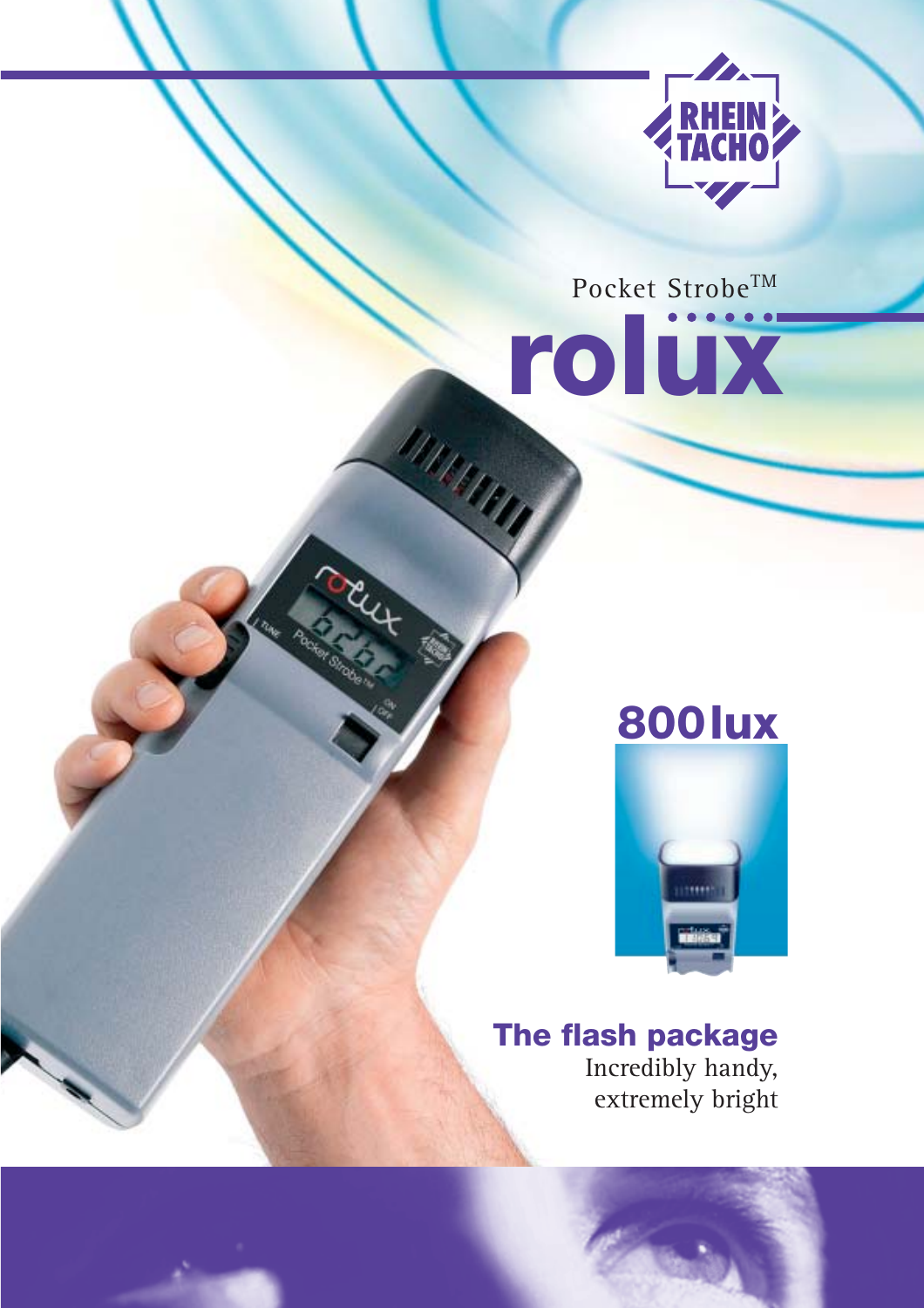RHEIN TACHO

Pocket Strobe™

# rolux

## 800 lux

## The flash package

Incredibly handy,
extremely bright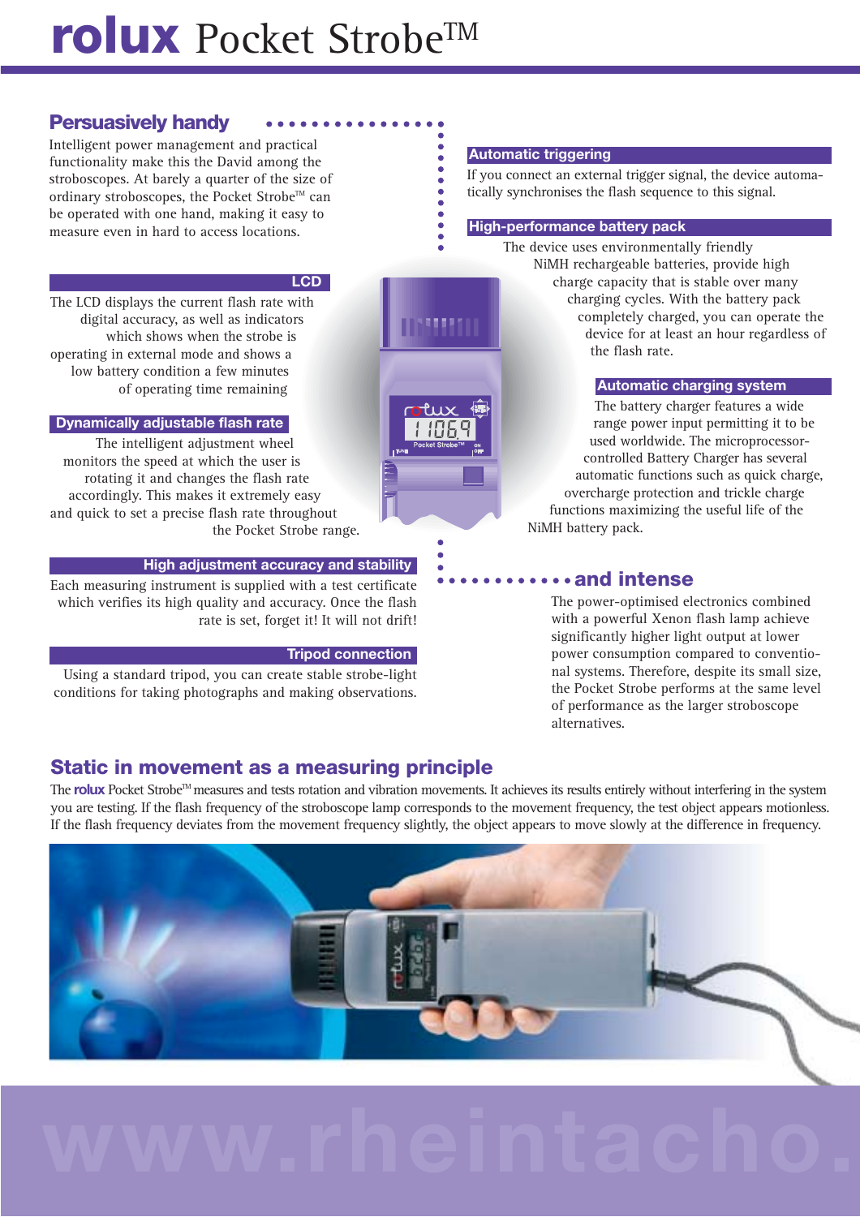# rolux Pocket Strobe™

## Persuasively handy

Intelligent power management and practical functionality make this the David among the stroboscopes. At barely a quarter of the size of ordinary stroboscopes, the Pocket Strobe™ can be operated with one hand, making it easy to measure even in hard to access locations.

### LCD

The LCD displays the current flash rate with digital accuracy, as well as indicators which shows when the strobe is operating in external mode and shows a low battery condition a few minutes of operating time remaining

### Dynamically adjustable flash rate

The intelligent adjustment wheel monitors the speed at which the user is rotating it and changes the flash rate accordingly. This makes it extremely easy and quick to set a precise flash rate throughout the Pocket Strobe range.

### High adjustment accuracy and stability

Each measuring instrument is supplied with a test certificate which verifies its high quality and accuracy. Once the flash rate is set, forget it! It will not drift!

### Tripod connection

Using a standard tripod, you can create stable strobe-light conditions for taking photographs and making observations.

### Automatic triggering

If you connect an external trigger signal, the device automatically synchronises the flash sequence to this signal.

### High-performance battery pack

The device uses environmentally friendly NiMH rechargeable batteries, provide high charge capacity that is stable over many charging cycles. With the battery pack completely charged, you can operate the device for at least an hour regardless of the flash rate.

### Automatic charging system

The battery charger features a wide range power input permitting it to be used worldwide. The microprocessor-controlled Battery Charger has several automatic functions such as quick charge, overcharge protection and trickle charge functions maximizing the useful life of the NiMH battery pack.

## ...and intense

The power-optimised electronics combined with a powerful Xenon flash lamp achieve significantly higher light output at lower power consumption compared to conventional systems. Therefore, despite its small size, the Pocket Strobe performs at the same level of performance as the larger stroboscope alternatives.

## Static in movement as a measuring principle

The **rolux** Pocket Strobe™ measures and tests rotation and vibration movements. It achieves its results entirely without interfering in the system you are testing. If the flash frequency of the stroboscope lamp corresponds to the movement frequency, the test object appears motionless. If the flash frequency deviates from the movement frequency slightly, the object appears to move slowly at the difference in frequency.

www.rheintacho.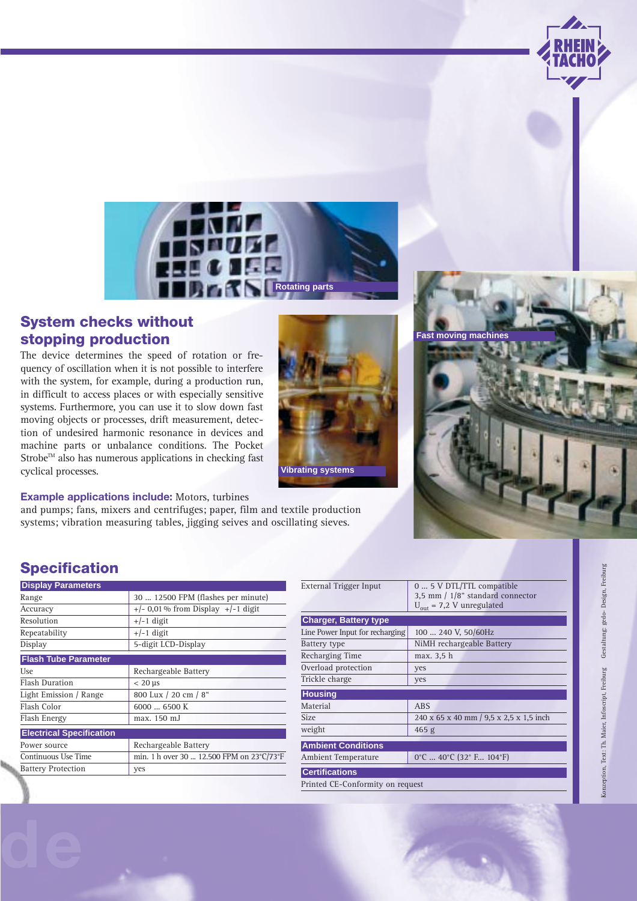Rotating parts

Vibrating systems

Fast moving machines

## System checks without stopping production

The device determines the speed of rotation or frequency of oscillation when it is not possible to interfere with the system, for example, during a production run, in difficult to access places or with especially sensitive systems. Furthermore, you can use it to slow down fast moving objects or processes, drift measurement, detection of undesired harmonic resonance in devices and machine parts or unbalance conditions. The Pocket Strobe™ also has numerous applications in checking fast cyclical processes.

**Example applications include:** Motors, turbines and pumps; fans, mixers and centrifuges; paper, film and textile production systems; vibration measuring tables, jigging seives and oscillating sieves.

## Specification

| Display Parameters | |
|---|---|
| Range | 30 ... 12500 FPM (flashes per minute) |
| Accuracy | +/- 0,01 % from Display +/-1 digit |
| Resolution | +/-1 digit |
| Repeatability | +/-1 digit |
| Display | 5-digit LCD-Display |

| Flash Tube Parameter | |
|---|---|
| Use | Rechargeable Battery |
| Flash Duration | < 20 µs |
| Light Emission / Range | 800 Lux / 20 cm / 8" |
| Flash Color | 6000 ... 6500 K |
| Flash Energy | max. 150 mJ |

| Electrical Specification | |
|---|---|
| Power source | Rechargeable Battery |
| Continuous Use Time | min. 1 h over 30 ... 12.500 FPM on 23°C/73°F |
| Battery Protection | yes |
| External Trigger Input | 0 ... 5 V DTL/TTL compatible<br>3,5 mm / 1/8" standard connector<br>$U_{out}$ = 7,2 V unregulated |

| Charger, Battery type | |
|---|---|
| Line Power Input for recharging | 100 ... 240 V, 50/60Hz |
| Battery type | NiMH rechargeable Battery |
| Recharging Time | max. 3,5 h |
| Overload protection | yes |
| Trickle charge | yes |

| Housing | |
|---|---|
| Material | ABS |
| Size | 240 x 65 x 40 mm / 9,5 x 2,5 x 1,5 inch |
| weight | 465 g |

| Ambient Conditions | |
|---|---|
| Ambient Temperature | 0°C ... 40°C (32° F... 104°F) |

**Certifications**

Printed CE-Conformity on request

Konzeption, Text: Th. Maier, Infoscript, Freiburg Gestaltung: gedo- Design, Freiburg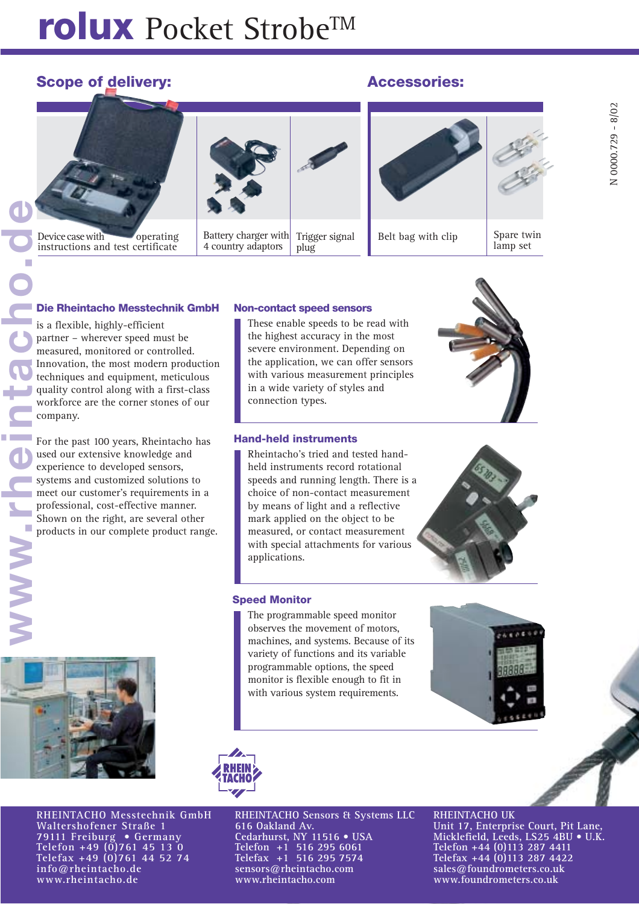# rolux Pocket Strobe™

## Scope of delivery:

| Device case with operating instructions and test certificate | Battery charger with 4 country adaptors | Trigger signal plug |
|---|---|---|

## Accessories:

| Belt bag with clip | Spare twin lamp set |
|---|---|

N 0000.729 – 8/02

www.rheintacho.de

### Die Rheintacho Messtechnik GmbH

is a flexible, highly-efficient partner – wherever speed must be measured, monitored or controlled. Innovation, the most modern production techniques and equipment, meticulous quality control along with a first-class workforce are the corner stones of our company.

For the past 100 years, Rheintacho has used our extensive knowledge and experience to developed sensors, systems and customized solutions to meet our customer's requirements in a professional, cost-effective manner. Shown on the right, are several other products in our complete product range.

### Non-contact speed sensors

These enable speeds to be read with the highest accuracy in the most severe environment. Depending on the application, we can offer sensors with various measurement principles in a wide variety of styles and connection types.

### Hand-held instruments

Rheintacho's tried and tested hand-held instruments record rotational speeds and running length. There is a choice of non-contact measurement by means of light and a reflective mark applied on the object to be measured, or contact measurement with special attachments for various applications.

### Speed Monitor

The programmable speed monitor observes the movement of motors, machines, and systems. Because of its variety of functions and its variable programmable options, the speed monitor is flexible enough to fit in with various system requirements.

RHEIN TACHO

RHEINTACHO Messtechnik GmbH
Waltershofener Straße 1
79111 Freiburg • Germany
Telefon +49 (0)761 45 13 0
Telefax +49 (0)761 44 52 74
info@rheintacho.de
www.rheintacho.de

RHEINTACHO Sensors & Systems LLC
616 Oakland Av.
Cedarhurst, NY 11516 • USA
Telefon +1 516 295 6061
Telefax +1 516 295 7574
sensors@rheintacho.com
www.rheintacho.com

RHEINTACHO UK
Unit 17, Enterprise Court, Pit Lane,
Micklefield, Leeds, LS25 4BU • U.K.
Telefon +44 (0)113 287 4411
Telefax +44 (0)113 287 4422
sales@foundrometers.co.uk
www.foundrometers.co.uk